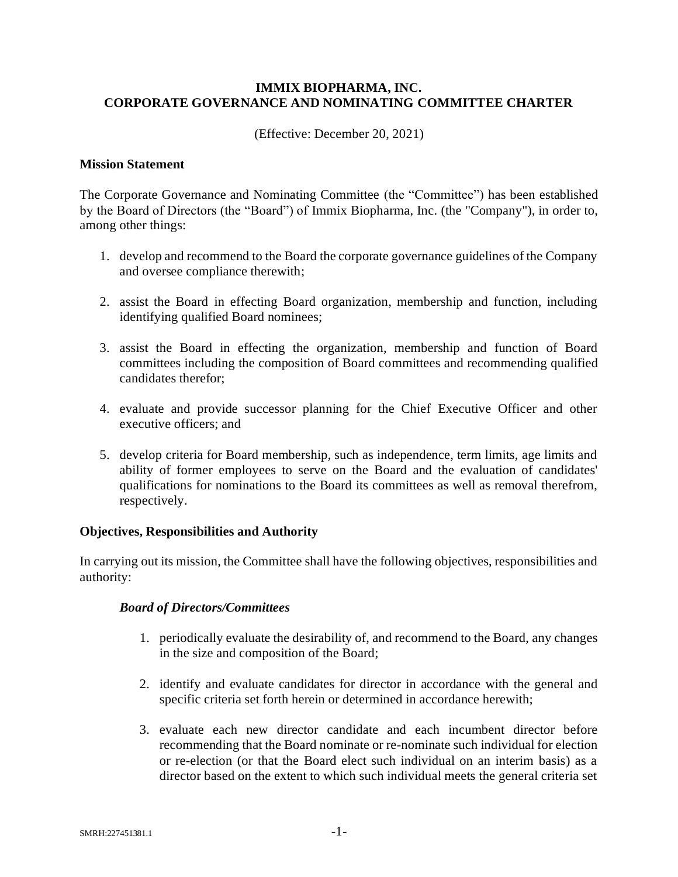# IMMIX BIOPHARMA, INC.
# CORPORATE GOVERNANCE AND NOMINATING COMMITTEE CHARTER

(Effective: December 20, 2021)

**Mission Statement**

The Corporate Governance and Nominating Committee (the "Committee") has been established by the Board of Directors (the "Board") of Immix Biopharma, Inc. (the "Company"), in order to, among other things:

1. develop and recommend to the Board the corporate governance guidelines of the Company and oversee compliance therewith;

2. assist the Board in effecting Board organization, membership and function, including identifying qualified Board nominees;

3. assist the Board in effecting the organization, membership and function of Board committees including the composition of Board committees and recommending qualified candidates therefor;

4. evaluate and provide successor planning for the Chief Executive Officer and other executive officers; and

5. develop criteria for Board membership, such as independence, term limits, age limits and ability of former employees to serve on the Board and the evaluation of candidates' qualifications for nominations to the Board its committees as well as removal therefrom, respectively.

**Objectives, Responsibilities and Authority**

In carrying out its mission, the Committee shall have the following objectives, responsibilities and authority:

***Board of Directors/Committees***

1. periodically evaluate the desirability of, and recommend to the Board, any changes in the size and composition of the Board;

2. identify and evaluate candidates for director in accordance with the general and specific criteria set forth herein or determined in accordance herewith;

3. evaluate each new director candidate and each incumbent director before recommending that the Board nominate or re-nominate such individual for election or re-election (or that the Board elect such individual on an interim basis) as a director based on the extent to which such individual meets the general criteria set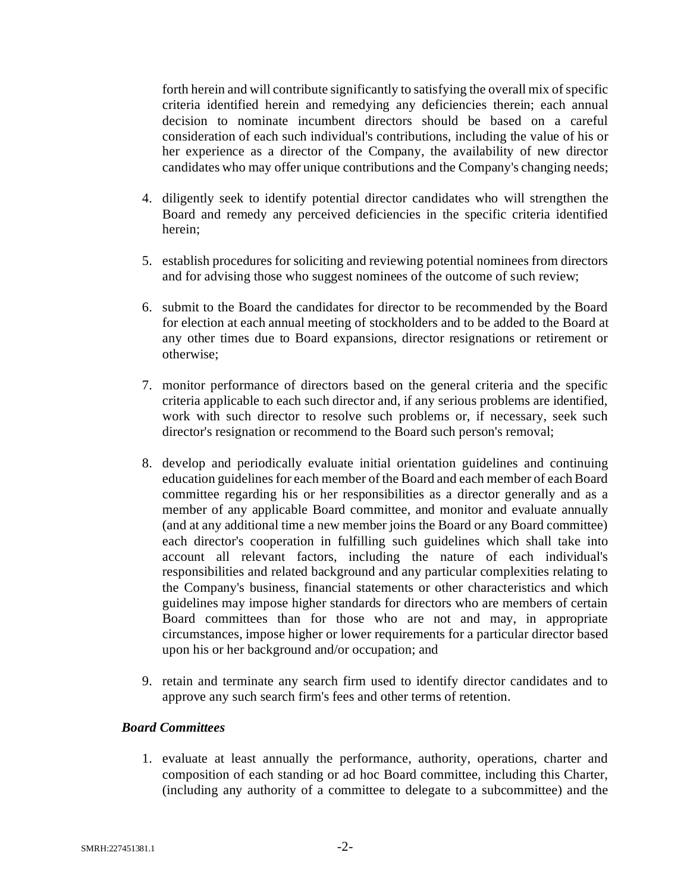forth herein and will contribute significantly to satisfying the overall mix of specific criteria identified herein and remedying any deficiencies therein; each annual decision to nominate incumbent directors should be based on a careful consideration of each such individual's contributions, including the value of his or her experience as a director of the Company, the availability of new director candidates who may offer unique contributions and the Company's changing needs;

4. diligently seek to identify potential director candidates who will strengthen the Board and remedy any perceived deficiencies in the specific criteria identified herein;

5. establish procedures for soliciting and reviewing potential nominees from directors and for advising those who suggest nominees of the outcome of such review;

6. submit to the Board the candidates for director to be recommended by the Board for election at each annual meeting of stockholders and to be added to the Board at any other times due to Board expansions, director resignations or retirement or otherwise;

7. monitor performance of directors based on the general criteria and the specific criteria applicable to each such director and, if any serious problems are identified, work with such director to resolve such problems or, if necessary, seek such director's resignation or recommend to the Board such person's removal;

8. develop and periodically evaluate initial orientation guidelines and continuing education guidelines for each member of the Board and each member of each Board committee regarding his or her responsibilities as a director generally and as a member of any applicable Board committee, and monitor and evaluate annually (and at any additional time a new member joins the Board or any Board committee) each director's cooperation in fulfilling such guidelines which shall take into account all relevant factors, including the nature of each individual's responsibilities and related background and any particular complexities relating to the Company's business, financial statements or other characteristics and which guidelines may impose higher standards for directors who are members of certain Board committees than for those who are not and may, in appropriate circumstances, impose higher or lower requirements for a particular director based upon his or her background and/or occupation; and

9. retain and terminate any search firm used to identify director candidates and to approve any such search firm's fees and other terms of retention.

***Board Committees***

1. evaluate at least annually the performance, authority, operations, charter and composition of each standing or ad hoc Board committee, including this Charter, (including any authority of a committee to delegate to a subcommittee) and the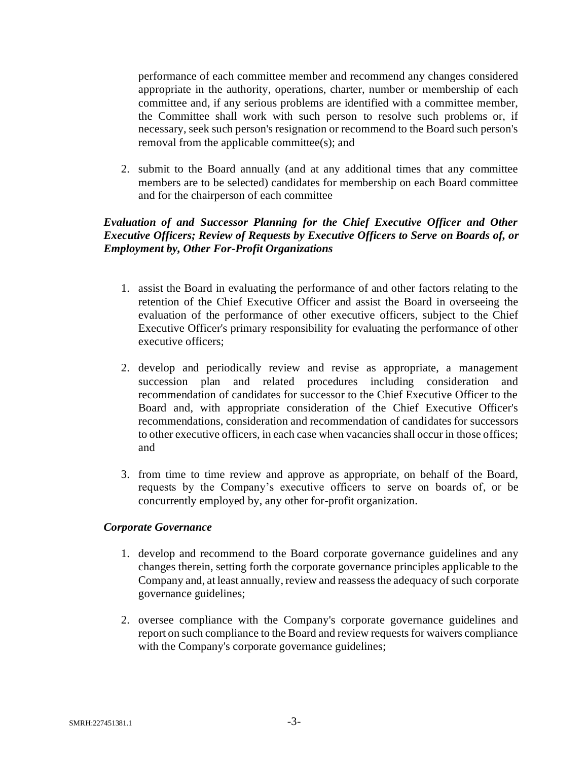performance of each committee member and recommend any changes considered appropriate in the authority, operations, charter, number or membership of each committee and, if any serious problems are identified with a committee member, the Committee shall work with such person to resolve such problems or, if necessary, seek such person's resignation or recommend to the Board such person's removal from the applicable committee(s); and

2. submit to the Board annually (and at any additional times that any committee members are to be selected) candidates for membership on each Board committee and for the chairperson of each committee

***Evaluation of and Successor Planning for the Chief Executive Officer and Other Executive Officers; Review of Requests by Executive Officers to Serve on Boards of, or Employment by, Other For-Profit Organizations***

1. assist the Board in evaluating the performance of and other factors relating to the retention of the Chief Executive Officer and assist the Board in overseeing the evaluation of the performance of other executive officers, subject to the Chief Executive Officer's primary responsibility for evaluating the performance of other executive officers;

2. develop and periodically review and revise as appropriate, a management succession plan and related procedures including consideration and recommendation of candidates for successor to the Chief Executive Officer to the Board and, with appropriate consideration of the Chief Executive Officer's recommendations, consideration and recommendation of candidates for successors to other executive officers, in each case when vacancies shall occur in those offices; and

3. from time to time review and approve as appropriate, on behalf of the Board, requests by the Company's executive officers to serve on boards of, or be concurrently employed by, any other for-profit organization.

***Corporate Governance***

1. develop and recommend to the Board corporate governance guidelines and any changes therein, setting forth the corporate governance principles applicable to the Company and, at least annually, review and reassess the adequacy of such corporate governance guidelines;

2. oversee compliance with the Company's corporate governance guidelines and report on such compliance to the Board and review requests for waivers compliance with the Company's corporate governance guidelines;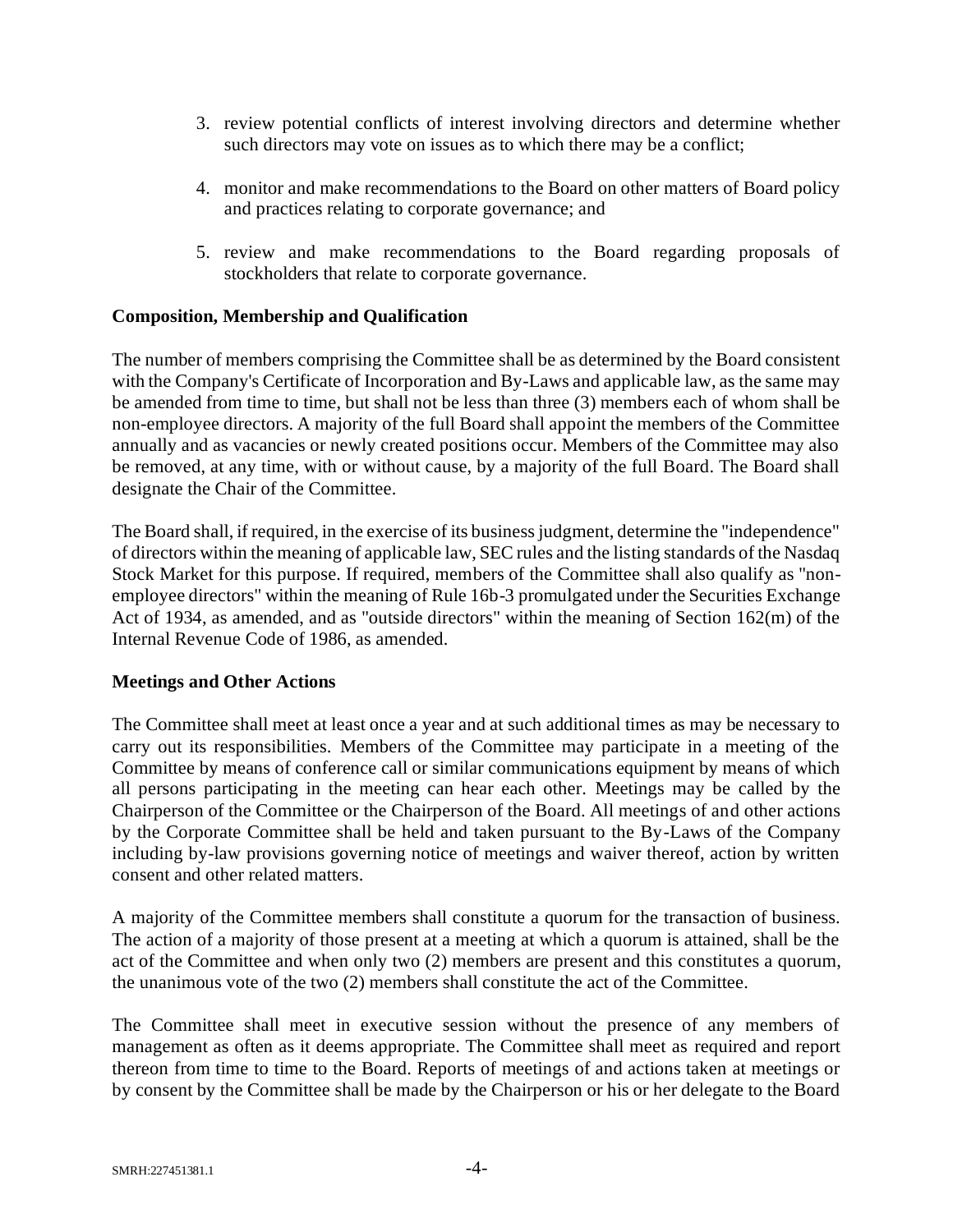3. review potential conflicts of interest involving directors and determine whether such directors may vote on issues as to which there may be a conflict;

4. monitor and make recommendations to the Board on other matters of Board policy and practices relating to corporate governance; and

5. review and make recommendations to the Board regarding proposals of stockholders that relate to corporate governance.

**Composition, Membership and Qualification**

The number of members comprising the Committee shall be as determined by the Board consistent with the Company's Certificate of Incorporation and By-Laws and applicable law, as the same may be amended from time to time, but shall not be less than three (3) members each of whom shall be non-employee directors. A majority of the full Board shall appoint the members of the Committee annually and as vacancies or newly created positions occur. Members of the Committee may also be removed, at any time, with or without cause, by a majority of the full Board. The Board shall designate the Chair of the Committee.

The Board shall, if required, in the exercise of its business judgment, determine the "independence" of directors within the meaning of applicable law, SEC rules and the listing standards of the Nasdaq Stock Market for this purpose. If required, members of the Committee shall also qualify as "non-employee directors" within the meaning of Rule 16b-3 promulgated under the Securities Exchange Act of 1934, as amended, and as "outside directors" within the meaning of Section 162(m) of the Internal Revenue Code of 1986, as amended.

**Meetings and Other Actions**

The Committee shall meet at least once a year and at such additional times as may be necessary to carry out its responsibilities. Members of the Committee may participate in a meeting of the Committee by means of conference call or similar communications equipment by means of which all persons participating in the meeting can hear each other. Meetings may be called by the Chairperson of the Committee or the Chairperson of the Board. All meetings of and other actions by the Corporate Committee shall be held and taken pursuant to the By-Laws of the Company including by-law provisions governing notice of meetings and waiver thereof, action by written consent and other related matters.

A majority of the Committee members shall constitute a quorum for the transaction of business. The action of a majority of those present at a meeting at which a quorum is attained, shall be the act of the Committee and when only two (2) members are present and this constitutes a quorum, the unanimous vote of the two (2) members shall constitute the act of the Committee.

The Committee shall meet in executive session without the presence of any members of management as often as it deems appropriate. The Committee shall meet as required and report thereon from time to time to the Board. Reports of meetings of and actions taken at meetings or by consent by the Committee shall be made by the Chairperson or his or her delegate to the Board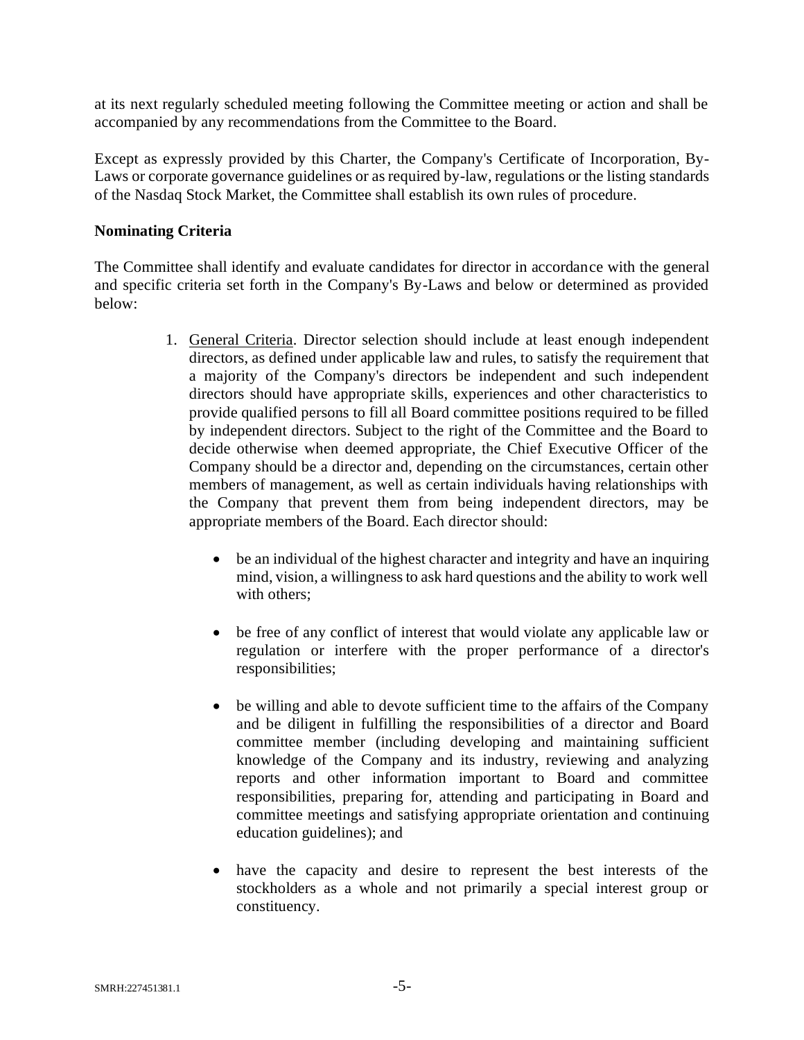at its next regularly scheduled meeting following the Committee meeting or action and shall be accompanied by any recommendations from the Committee to the Board.

Except as expressly provided by this Charter, the Company's Certificate of Incorporation, By-Laws or corporate governance guidelines or as required by-law, regulations or the listing standards of the Nasdaq Stock Market, the Committee shall establish its own rules of procedure.

**Nominating Criteria**

The Committee shall identify and evaluate candidates for director in accordance with the general and specific criteria set forth in the Company's By-Laws and below or determined as provided below:

1. General Criteria. Director selection should include at least enough independent directors, as defined under applicable law and rules, to satisfy the requirement that a majority of the Company's directors be independent and such independent directors should have appropriate skills, experiences and other characteristics to provide qualified persons to fill all Board committee positions required to be filled by independent directors. Subject to the right of the Committee and the Board to decide otherwise when deemed appropriate, the Chief Executive Officer of the Company should be a director and, depending on the circumstances, certain other members of management, as well as certain individuals having relationships with the Company that prevent them from being independent directors, may be appropriate members of the Board. Each director should:

    - be an individual of the highest character and integrity and have an inquiring mind, vision, a willingness to ask hard questions and the ability to work well with others;

    - be free of any conflict of interest that would violate any applicable law or regulation or interfere with the proper performance of a director's responsibilities;

    - be willing and able to devote sufficient time to the affairs of the Company and be diligent in fulfilling the responsibilities of a director and Board committee member (including developing and maintaining sufficient knowledge of the Company and its industry, reviewing and analyzing reports and other information important to Board and committee responsibilities, preparing for, attending and participating in Board and committee meetings and satisfying appropriate orientation and continuing education guidelines); and

    - have the capacity and desire to represent the best interests of the stockholders as a whole and not primarily a special interest group or constituency.

SMRH:227451381.1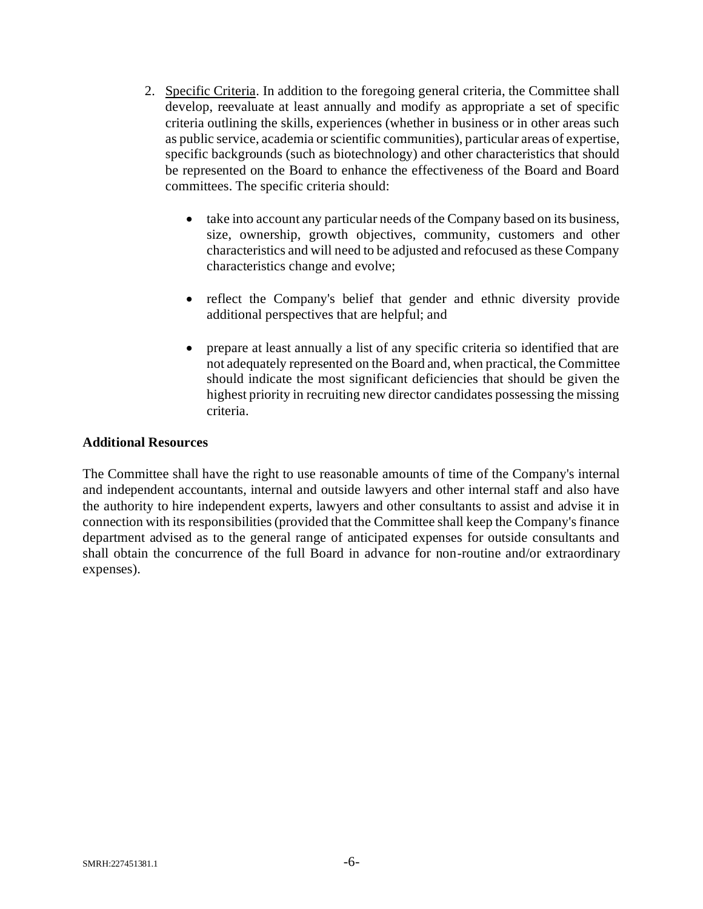2. Specific Criteria. In addition to the foregoing general criteria, the Committee shall develop, reevaluate at least annually and modify as appropriate a set of specific criteria outlining the skills, experiences (whether in business or in other areas such as public service, academia or scientific communities), particular areas of expertise, specific backgrounds (such as biotechnology) and other characteristics that should be represented on the Board to enhance the effectiveness of the Board and Board committees. The specific criteria should:

    - take into account any particular needs of the Company based on its business, size, ownership, growth objectives, community, customers and other characteristics and will need to be adjusted and refocused as these Company characteristics change and evolve;

    - reflect the Company's belief that gender and ethnic diversity provide additional perspectives that are helpful; and

    - prepare at least annually a list of any specific criteria so identified that are not adequately represented on the Board and, when practical, the Committee should indicate the most significant deficiencies that should be given the highest priority in recruiting new director candidates possessing the missing criteria.

**Additional Resources**

The Committee shall have the right to use reasonable amounts of time of the Company's internal and independent accountants, internal and outside lawyers and other internal staff and also have the authority to hire independent experts, lawyers and other consultants to assist and advise it in connection with its responsibilities (provided that the Committee shall keep the Company's finance department advised as to the general range of anticipated expenses for outside consultants and shall obtain the concurrence of the full Board in advance for non-routine and/or extraordinary expenses).